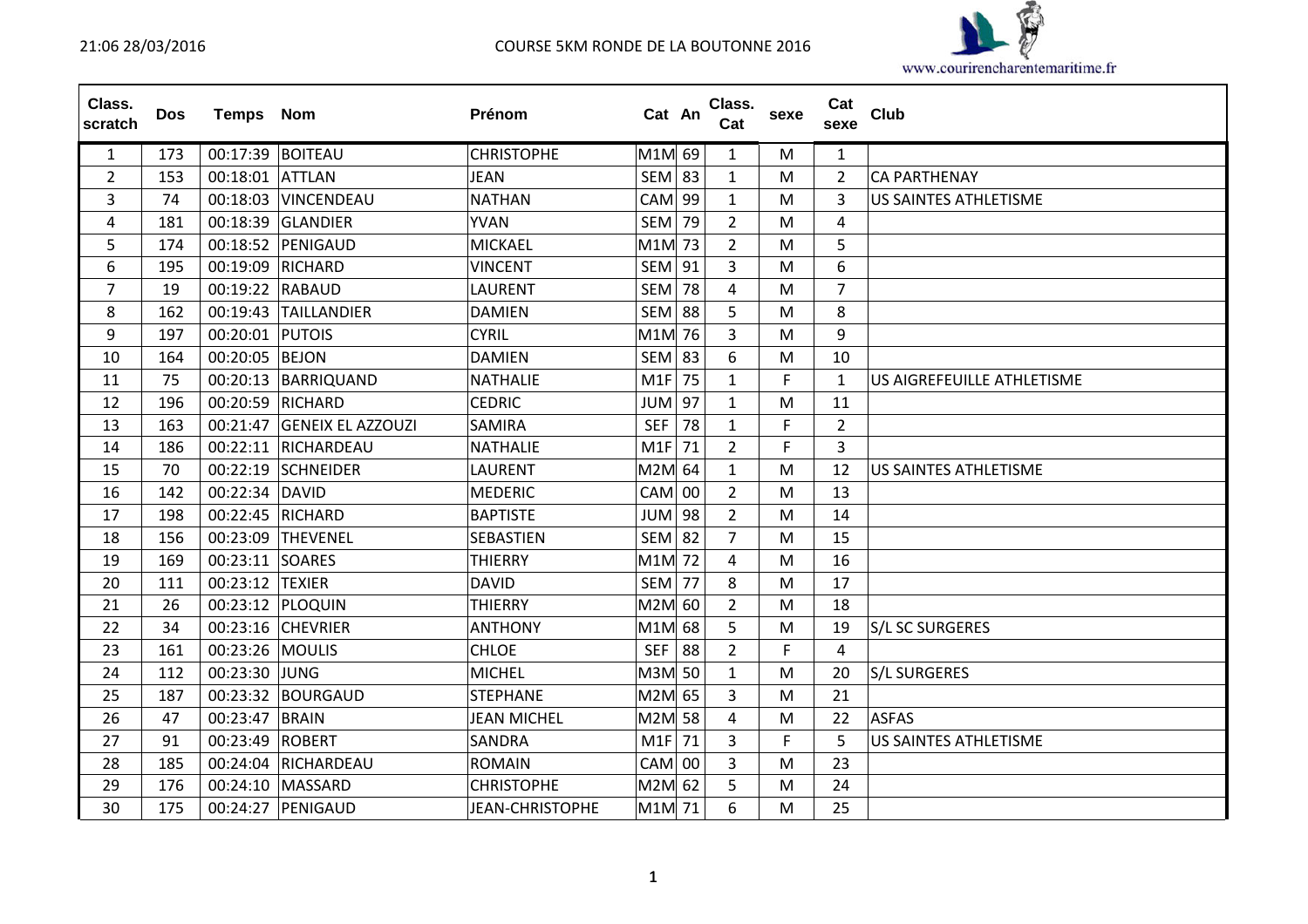# COURSE 5KM RONDE DE LA BOUTONNE 2016

| Class. scratch | Dos | Temps | Nom | Prénom | Cat | An | Class. Cat | sexe | Cat sexe | Club |
|---|---|---|---|---|---|---|---|---|---|---|
| 1 | 173 | 00:17:39 | BOITEAU | CHRISTOPHE | M1M | 69 | 1 | M | 1 | |
| 2 | 153 | 00:18:01 | ATTLAN | JEAN | SEM | 83 | 1 | M | 2 | CA PARTHENAY |
| 3 | 74 | 00:18:03 | VINCENDEAU | NATHAN | CAM | 99 | 1 | M | 3 | US SAINTES ATHLETISME |
| 4 | 181 | 00:18:39 | GLANDIER | YVAN | SEM | 79 | 2 | M | 4 | |
| 5 | 174 | 00:18:52 | PENIGAUD | MICKAEL | M1M | 73 | 2 | M | 5 | |
| 6 | 195 | 00:19:09 | RICHARD | VINCENT | SEM | 91 | 3 | M | 6 | |
| 7 | 19 | 00:19:22 | RABAUD | LAURENT | SEM | 78 | 4 | M | 7 | |
| 8 | 162 | 00:19:43 | TAILLANDIER | DAMIEN | SEM | 88 | 5 | M | 8 | |
| 9 | 197 | 00:20:01 | PUTOIS | CYRIL | M1M | 76 | 3 | M | 9 | |
| 10 | 164 | 00:20:05 | BEJON | DAMIEN | SEM | 83 | 6 | M | 10 | |
| 11 | 75 | 00:20:13 | BARRIQUAND | NATHALIE | M1F | 75 | 1 | F | 1 | US AIGREFEUILLE ATHLETISME |
| 12 | 196 | 00:20:59 | RICHARD | CEDRIC | JUM | 97 | 1 | M | 11 | |
| 13 | 163 | 00:21:47 | GENEIX EL AZZOUZI | SAMIRA | SEF | 78 | 1 | F | 2 | |
| 14 | 186 | 00:22:11 | RICHARDEAU | NATHALIE | M1F | 71 | 2 | F | 3 | |
| 15 | 70 | 00:22:19 | SCHNEIDER | LAURENT | M2M | 64 | 1 | M | 12 | US SAINTES ATHLETISME |
| 16 | 142 | 00:22:34 | DAVID | MEDERIC | CAM | 00 | 2 | M | 13 | |
| 17 | 198 | 00:22:45 | RICHARD | BAPTISTE | JUM | 98 | 2 | M | 14 | |
| 18 | 156 | 00:23:09 | THEVENEL | SEBASTIEN | SEM | 82 | 7 | M | 15 | |
| 19 | 169 | 00:23:11 | SOARES | THIERRY | M1M | 72 | 4 | M | 16 | |
| 20 | 111 | 00:23:12 | TEXIER | DAVID | SEM | 77 | 8 | M | 17 | |
| 21 | 26 | 00:23:12 | PLOQUIN | THIERRY | M2M | 60 | 2 | M | 18 | |
| 22 | 34 | 00:23:16 | CHEVRIER | ANTHONY | M1M | 68 | 5 | M | 19 | S/L SC SURGERES |
| 23 | 161 | 00:23:26 | MOULIS | CHLOE | SEF | 88 | 2 | F | 4 | |
| 24 | 112 | 00:23:30 | JUNG | MICHEL | M3M | 50 | 1 | M | 20 | S/L SURGERES |
| 25 | 187 | 00:23:32 | BOURGAUD | STEPHANE | M2M | 65 | 3 | M | 21 | |
| 26 | 47 | 00:23:47 | BRAIN | JEAN MICHEL | M2M | 58 | 4 | M | 22 | ASFAS |
| 27 | 91 | 00:23:49 | ROBERT | SANDRA | M1F | 71 | 3 | F | 5 | US SAINTES ATHLETISME |
| 28 | 185 | 00:24:04 | RICHARDEAU | ROMAIN | CAM | 00 | 3 | M | 23 | |
| 29 | 176 | 00:24:10 | MASSARD | CHRISTOPHE | M2M | 62 | 5 | M | 24 | |
| 30 | 175 | 00:24:27 | PENIGAUD | JEAN-CHRISTOPHE | M1M | 71 | 6 | M | 25 | |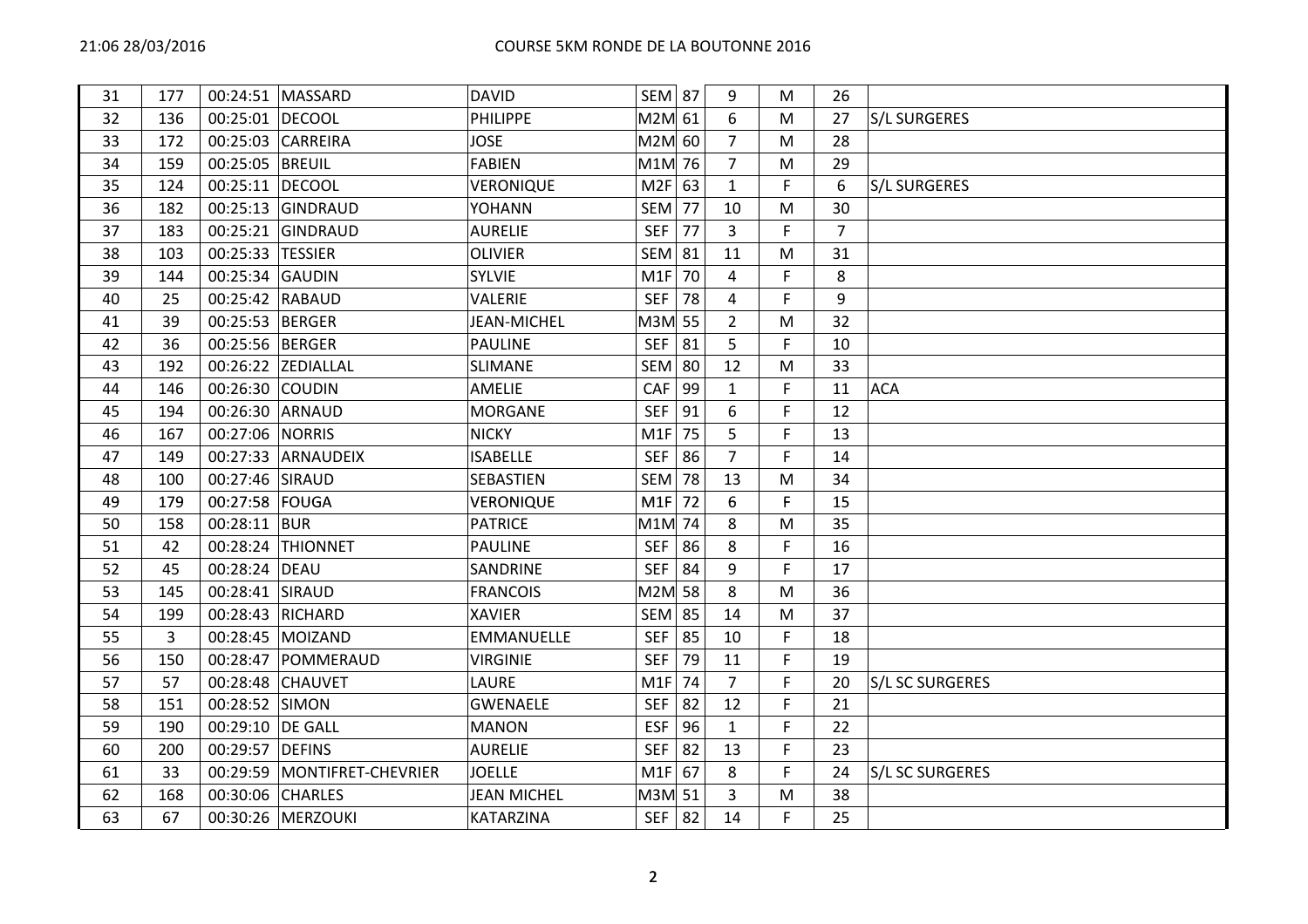| 31 | 177 | 00:24:51 | MASSARD | DAVID | SEM | 87 | 9 | M | 26 | |
|---|---|---|---|---|---|---|---|---|---|---|
| 32 | 136 | 00:25:01 | DECOOL | PHILIPPE | M2M | 61 | 6 | M | 27 | S/L SURGERES |
| 33 | 172 | 00:25:03 | CARREIRA | JOSE | M2M | 60 | 7 | M | 28 | |
| 34 | 159 | 00:25:05 | BREUIL | FABIEN | M1M | 76 | 7 | M | 29 | |
| 35 | 124 | 00:25:11 | DECOOL | VERONIQUE | M2F | 63 | 1 | F | 6 | S/L SURGERES |
| 36 | 182 | 00:25:13 | GINDRAUD | YOHANN | SEM | 77 | 10 | M | 30 | |
| 37 | 183 | 00:25:21 | GINDRAUD | AURELIE | SEF | 77 | 3 | F | 7 | |
| 38 | 103 | 00:25:33 | TESSIER | OLIVIER | SEM | 81 | 11 | M | 31 | |
| 39 | 144 | 00:25:34 | GAUDIN | SYLVIE | M1F | 70 | 4 | F | 8 | |
| 40 | 25 | 00:25:42 | RABAUD | VALERIE | SEF | 78 | 4 | F | 9 | |
| 41 | 39 | 00:25:53 | BERGER | JEAN-MICHEL | M3M | 55 | 2 | M | 32 | |
| 42 | 36 | 00:25:56 | BERGER | PAULINE | SEF | 81 | 5 | F | 10 | |
| 43 | 192 | 00:26:22 | ZEDIALLAL | SLIMANE | SEM | 80 | 12 | M | 33 | |
| 44 | 146 | 00:26:30 | COUDIN | AMELIE | CAF | 99 | 1 | F | 11 | ACA |
| 45 | 194 | 00:26:30 | ARNAUD | MORGANE | SEF | 91 | 6 | F | 12 | |
| 46 | 167 | 00:27:06 | NORRIS | NICKY | M1F | 75 | 5 | F | 13 | |
| 47 | 149 | 00:27:33 | ARNAUDEIX | ISABELLE | SEF | 86 | 7 | F | 14 | |
| 48 | 100 | 00:27:46 | SIRAUD | SEBASTIEN | SEM | 78 | 13 | M | 34 | |
| 49 | 179 | 00:27:58 | FOUGA | VERONIQUE | M1F | 72 | 6 | F | 15 | |
| 50 | 158 | 00:28:11 | BUR | PATRICE | M1M | 74 | 8 | M | 35 | |
| 51 | 42 | 00:28:24 | THIONNET | PAULINE | SEF | 86 | 8 | F | 16 | |
| 52 | 45 | 00:28:24 | DEAU | SANDRINE | SEF | 84 | 9 | F | 17 | |
| 53 | 145 | 00:28:41 | SIRAUD | FRANCOIS | M2M | 58 | 8 | M | 36 | |
| 54 | 199 | 00:28:43 | RICHARD | XAVIER | SEM | 85 | 14 | M | 37 | |
| 55 | 3 | 00:28:45 | MOIZAND | EMMANUELLE | SEF | 85 | 10 | F | 18 | |
| 56 | 150 | 00:28:47 | POMMERAUD | VIRGINIE | SEF | 79 | 11 | F | 19 | |
| 57 | 57 | 00:28:48 | CHAUVET | LAURE | M1F | 74 | 7 | F | 20 | S/L SC SURGERES |
| 58 | 151 | 00:28:52 | SIMON | GWENAELE | SEF | 82 | 12 | F | 21 | |
| 59 | 190 | 00:29:10 | DE GALL | MANON | ESF | 96 | 1 | F | 22 | |
| 60 | 200 | 00:29:57 | DEFINS | AURELIE | SEF | 82 | 13 | F | 23 | |
| 61 | 33 | 00:29:59 | MONTIFRET-CHEVRIER | JOELLE | M1F | 67 | 8 | F | 24 | S/L SC SURGERES |
| 62 | 168 | 00:30:06 | CHARLES | JEAN MICHEL | M3M | 51 | 3 | M | 38 | |
| 63 | 67 | 00:30:26 | MERZOUKI | KATARZINA | SEF | 82 | 14 | F | 25 | |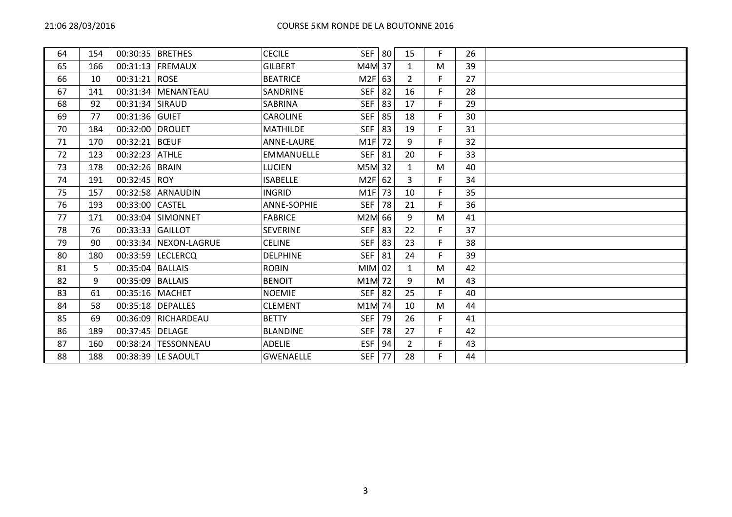| | | | | | | | | | | |
|---|---|---|---|---|---|---|---|---|---|---|
| 64 | 154 | 00:30:35 | BRETHES | CECILE | SEF | 80 | 15 | F | 26 | |
| 65 | 166 | 00:31:13 | FREMAUX | GILBERT | M4M | 37 | 1 | M | 39 | |
| 66 | 10 | 00:31:21 | ROSE | BEATRICE | M2F | 63 | 2 | F | 27 | |
| 67 | 141 | 00:31:34 | MENANTEAU | SANDRINE | SEF | 82 | 16 | F | 28 | |
| 68 | 92 | 00:31:34 | SIRAUD | SABRINA | SEF | 83 | 17 | F | 29 | |
| 69 | 77 | 00:31:36 | GUIET | CAROLINE | SEF | 85 | 18 | F | 30 | |
| 70 | 184 | 00:32:00 | DROUET | MATHILDE | SEF | 83 | 19 | F | 31 | |
| 71 | 170 | 00:32:21 | BŒUF | ANNE-LAURE | M1F | 72 | 9 | F | 32 | |
| 72 | 123 | 00:32:23 | ATHLE | EMMANUELLE | SEF | 81 | 20 | F | 33 | |
| 73 | 178 | 00:32:26 | BRAIN | LUCIEN | M5M | 32 | 1 | M | 40 | |
| 74 | 191 | 00:32:45 | ROY | ISABELLE | M2F | 62 | 3 | F | 34 | |
| 75 | 157 | 00:32:58 | ARNAUDIN | INGRID | M1F | 73 | 10 | F | 35 | |
| 76 | 193 | 00:33:00 | CASTEL | ANNE-SOPHIE | SEF | 78 | 21 | F | 36 | |
| 77 | 171 | 00:33:04 | SIMONNET | FABRICE | M2M | 66 | 9 | M | 41 | |
| 78 | 76 | 00:33:33 | GAILLOT | SEVERINE | SEF | 83 | 22 | F | 37 | |
| 79 | 90 | 00:33:34 | NEXON-LAGRUE | CELINE | SEF | 83 | 23 | F | 38 | |
| 80 | 180 | 00:33:59 | LECLERCQ | DELPHINE | SEF | 81 | 24 | F | 39 | |
| 81 | 5 | 00:35:04 | BALLAIS | ROBIN | MIM | 02 | 1 | M | 42 | |
| 82 | 9 | 00:35:09 | BALLAIS | BENOIT | M1M | 72 | 9 | M | 43 | |
| 83 | 61 | 00:35:16 | MACHET | NOEMIE | SEF | 82 | 25 | F | 40 | |
| 84 | 58 | 00:35:18 | DEPALLES | CLEMENT | M1M | 74 | 10 | M | 44 | |
| 85 | 69 | 00:36:09 | RICHARDEAU | BETTY | SEF | 79 | 26 | F | 41 | |
| 86 | 189 | 00:37:45 | DELAGE | BLANDINE | SEF | 78 | 27 | F | 42 | |
| 87 | 160 | 00:38:24 | TESSONNEAU | ADELIE | ESF | 94 | 2 | F | 43 | |
| 88 | 188 | 00:38:39 | LE SAOULT | GWENAELLE | SEF | 77 | 28 | F | 44 | |